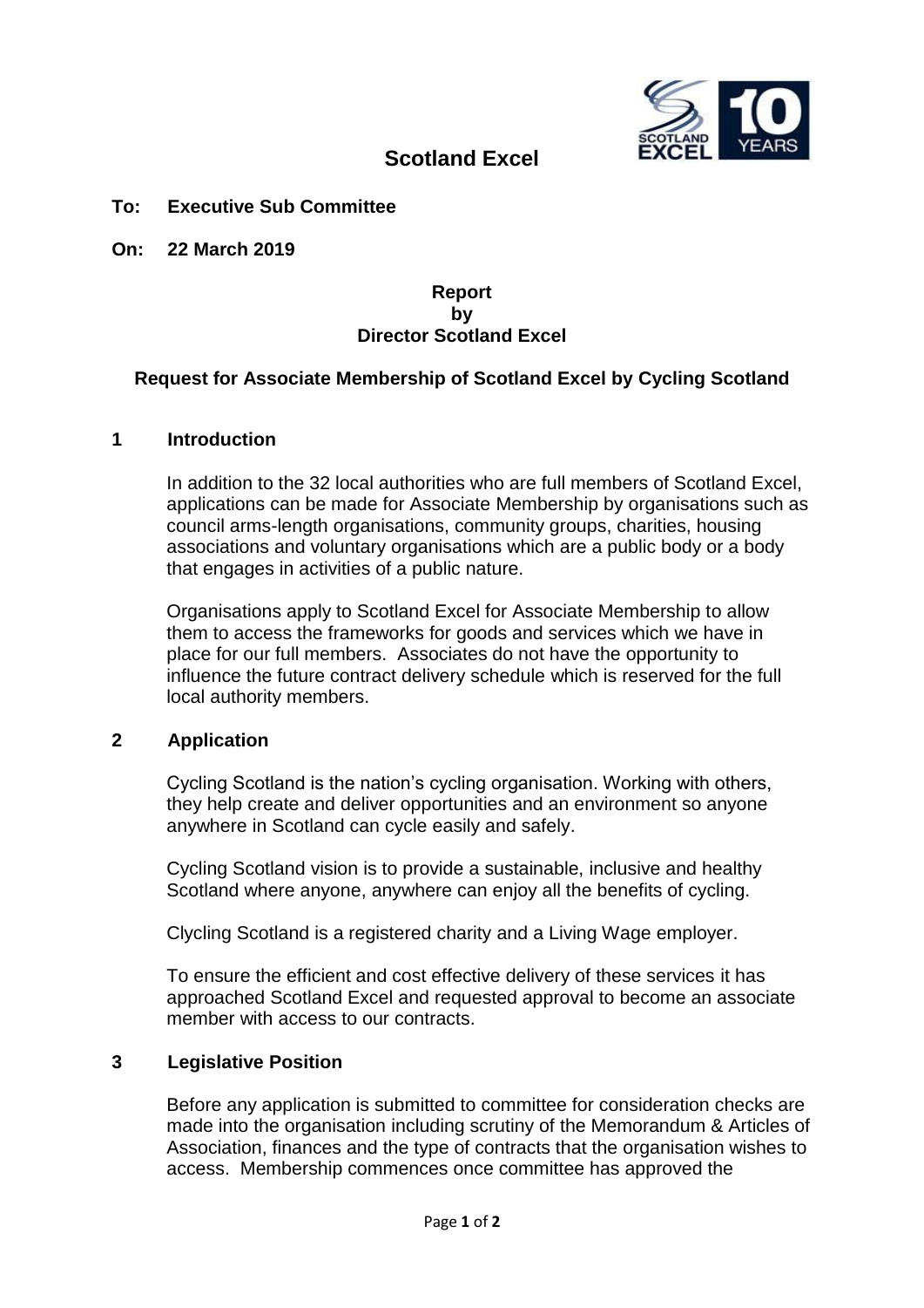# Scotland Excel

**To: Executive Sub Committee**

**On: 22 March 2019**

**Report**
**by**
**Director Scotland Excel**

## Request for Associate Membership of Scotland Excel by Cycling Scotland

### 1 Introduction

In addition to the 32 local authorities who are full members of Scotland Excel, applications can be made for Associate Membership by organisations such as council arms-length organisations, community groups, charities, housing associations and voluntary organisations which are a public body or a body that engages in activities of a public nature.

Organisations apply to Scotland Excel for Associate Membership to allow them to access the frameworks for goods and services which we have in place for our full members. Associates do not have the opportunity to influence the future contract delivery schedule which is reserved for the full local authority members.

### 2 Application

Cycling Scotland is the nation's cycling organisation. Working with others, they help create and deliver opportunities and an environment so anyone anywhere in Scotland can cycle easily and safely.

Cycling Scotland vision is to provide a sustainable, inclusive and healthy Scotland where anyone, anywhere can enjoy all the benefits of cycling.

Clycling Scotland is a registered charity and a Living Wage employer.

To ensure the efficient and cost effective delivery of these services it has approached Scotland Excel and requested approval to become an associate member with access to our contracts.

### 3 Legislative Position

Before any application is submitted to committee for consideration checks are made into the organisation including scrutiny of the Memorandum & Articles of Association, finances and the type of contracts that the organisation wishes to access. Membership commences once committee has approved the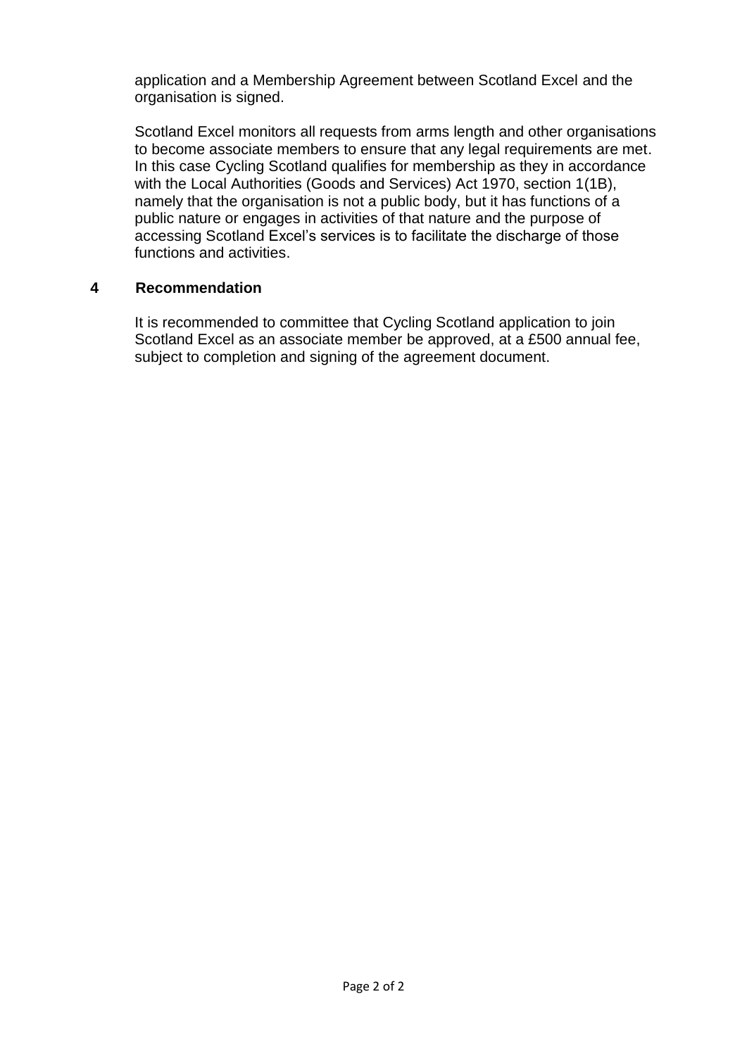application and a Membership Agreement between Scotland Excel and the organisation is signed.

Scotland Excel monitors all requests from arms length and other organisations to become associate members to ensure that any legal requirements are met. In this case Cycling Scotland qualifies for membership as they in accordance with the Local Authorities (Goods and Services) Act 1970, section 1(1B), namely that the organisation is not a public body, but it has functions of a public nature or engages in activities of that nature and the purpose of accessing Scotland Excel's services is to facilitate the discharge of those functions and activities.

## 4 Recommendation

It is recommended to committee that Cycling Scotland application to join Scotland Excel as an associate member be approved, at a £500 annual fee, subject to completion and signing of the agreement document.